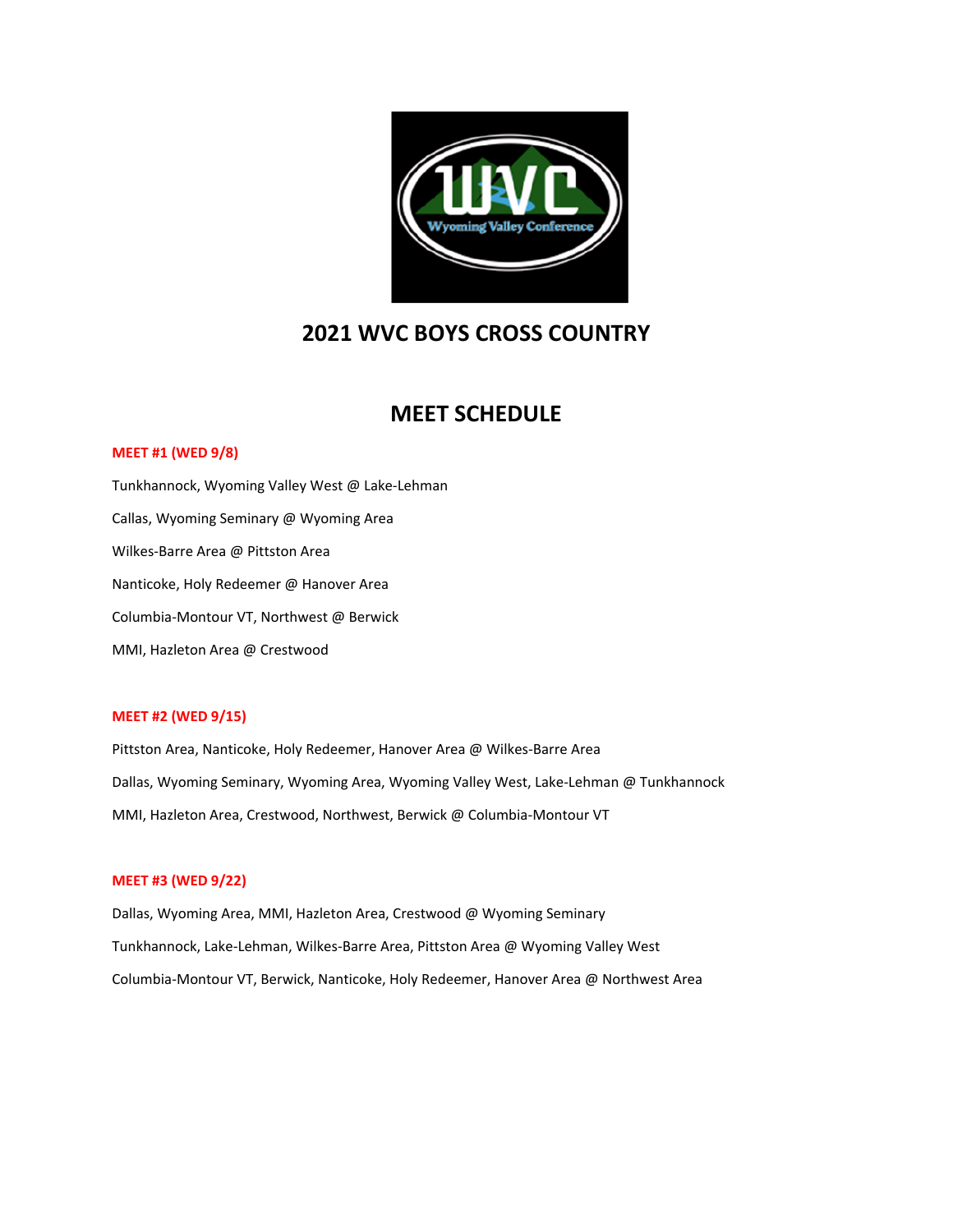# 2021 WVC BOYS CROSS COUNTRY

## MEET SCHEDULE

**MEET #1 (WED 9/8)**

Tunkhannock, Wyoming Valley West @ Lake-Lehman

Callas, Wyoming Seminary @ Wyoming Area

Wilkes-Barre Area @ Pittston Area

Nanticoke, Holy Redeemer @ Hanover Area

Columbia-Montour VT, Northwest @ Berwick

MMI, Hazleton Area @ Crestwood

**MEET #2 (WED 9/15)**

Pittston Area, Nanticoke, Holy Redeemer, Hanover Area @ Wilkes-Barre Area

Dallas, Wyoming Seminary, Wyoming Area, Wyoming Valley West, Lake-Lehman @ Tunkhannock

MMI, Hazleton Area, Crestwood, Northwest, Berwick @ Columbia-Montour VT

**MEET #3 (WED 9/22)**

Dallas, Wyoming Area, MMI, Hazleton Area, Crestwood @ Wyoming Seminary

Tunkhannock, Lake-Lehman, Wilkes-Barre Area, Pittston Area @ Wyoming Valley West

Columbia-Montour VT, Berwick, Nanticoke, Holy Redeemer, Hanover Area @ Northwest Area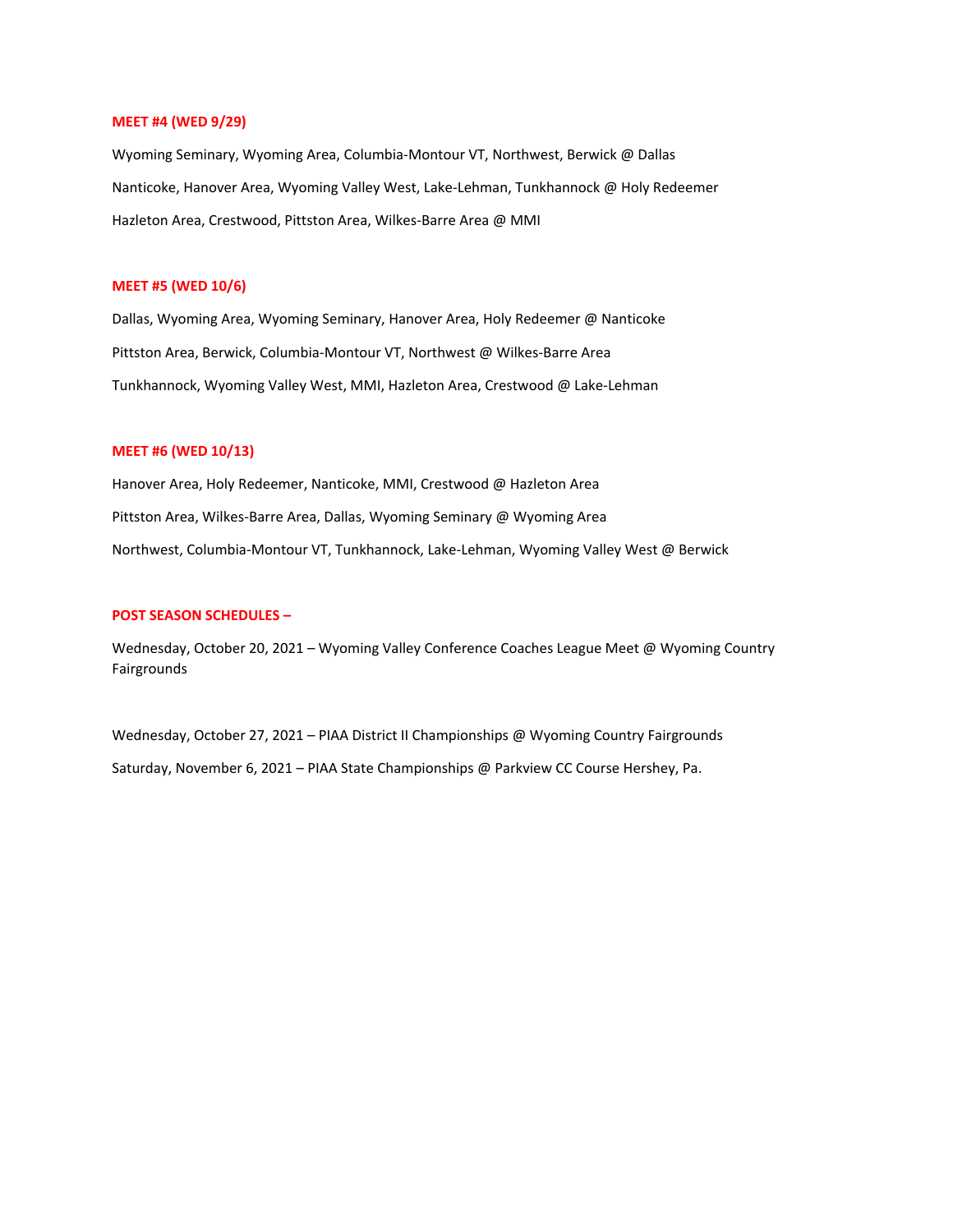**MEET #4 (WED 9/29)**

Wyoming Seminary, Wyoming Area, Columbia-Montour VT, Northwest, Berwick @ Dallas

Nanticoke, Hanover Area, Wyoming Valley West, Lake-Lehman, Tunkhannock @ Holy Redeemer

Hazleton Area, Crestwood, Pittston Area, Wilkes-Barre Area @ MMI

**MEET #5 (WED 10/6)**

Dallas, Wyoming Area, Wyoming Seminary, Hanover Area, Holy Redeemer @ Nanticoke

Pittston Area, Berwick, Columbia-Montour VT, Northwest @ Wilkes-Barre Area

Tunkhannock, Wyoming Valley West, MMI, Hazleton Area, Crestwood @ Lake-Lehman

**MEET #6 (WED 10/13)**

Hanover Area, Holy Redeemer, Nanticoke, MMI, Crestwood @ Hazleton Area

Pittston Area, Wilkes-Barre Area, Dallas, Wyoming Seminary @ Wyoming Area

Northwest, Columbia-Montour VT, Tunkhannock, Lake-Lehman, Wyoming Valley West @ Berwick

**POST SEASON SCHEDULES –**

Wednesday, October 20, 2021 – Wyoming Valley Conference Coaches League Meet @ Wyoming Country Fairgrounds

Wednesday, October 27, 2021 – PIAA District II Championships @ Wyoming Country Fairgrounds

Saturday, November 6, 2021 – PIAA State Championships @ Parkview CC Course Hershey, Pa.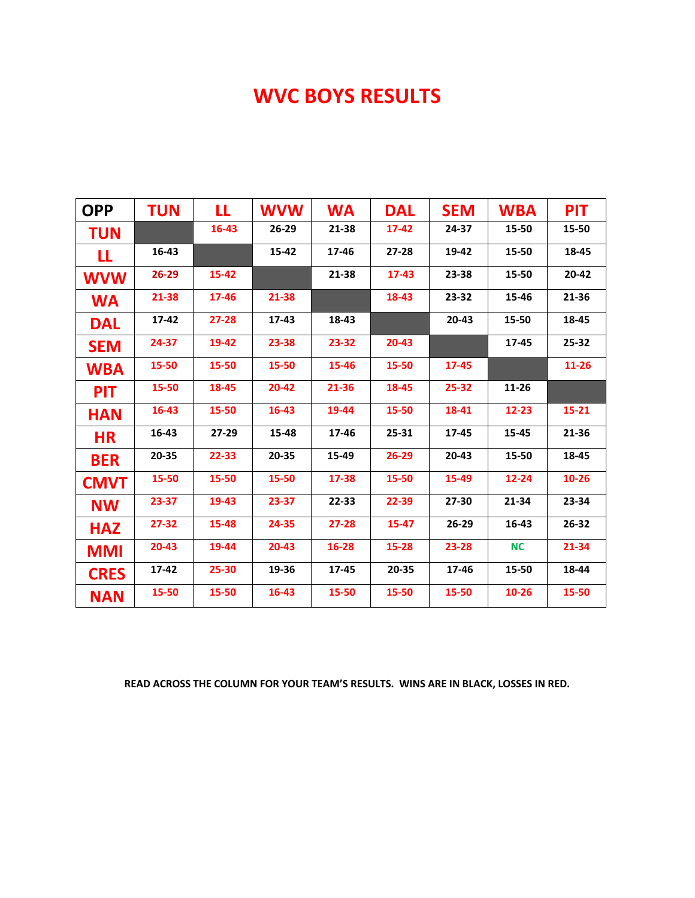# WVC BOYS RESULTS

| OPP | TUN | LL | WVW | WA | DAL | SEM | WBA | PIT |
|---|---|---|---|---|---|---|---|---|
| TUN | | 16-43 | 26-29 | 21-38 | 17-42 | 24-37 | 15-50 | 15-50 |
| LL | 16-43 | | 15-42 | 17-46 | 27-28 | 19-42 | 15-50 | 18-45 |
| WVW | 26-29 | 15-42 | | 21-38 | 17-43 | 23-38 | 15-50 | 20-42 |
| WA | 21-38 | 17-46 | 21-38 | | 18-43 | 23-32 | 15-46 | 21-36 |
| DAL | 17-42 | 27-28 | 17-43 | 18-43 | | 20-43 | 15-50 | 18-45 |
| SEM | 24-37 | 19-42 | 23-38 | 23-32 | 20-43 | | 17-45 | 25-32 |
| WBA | 15-50 | 15-50 | 15-50 | 15-46 | 15-50 | 17-45 | | 11-26 |
| PIT | 15-50 | 18-45 | 20-42 | 21-36 | 18-45 | 25-32 | 11-26 | |
| HAN | 16-43 | 15-50 | 16-43 | 19-44 | 15-50 | 18-41 | 12-23 | 15-21 |
| HR | 16-43 | 27-29 | 15-48 | 17-46 | 25-31 | 17-45 | 15-45 | 21-36 |
| BER | 20-35 | 22-33 | 20-35 | 15-49 | 26-29 | 20-43 | 15-50 | 18-45 |
| CMVT | 15-50 | 15-50 | 15-50 | 17-38 | 15-50 | 15-49 | 12-24 | 10-26 |
| NW | 23-37 | 19-43 | 23-37 | 22-33 | 22-39 | 27-30 | 21-34 | 23-34 |
| HAZ | 27-32 | 15-48 | 24-35 | 27-28 | 15-47 | 26-29 | 16-43 | 26-32 |
| MMI | 20-43 | 19-44 | 20-43 | 16-28 | 15-28 | 23-28 | NC | 21-34 |
| CRES | 17-42 | 25-30 | 19-36 | 17-45 | 20-35 | 17-46 | 15-50 | 18-44 |
| NAN | 15-50 | 15-50 | 16-43 | 15-50 | 15-50 | 15-50 | 10-26 | 15-50 |

**READ ACROSS THE COLUMN FOR YOUR TEAM'S RESULTS. WINS ARE IN BLACK, LOSSES IN RED.**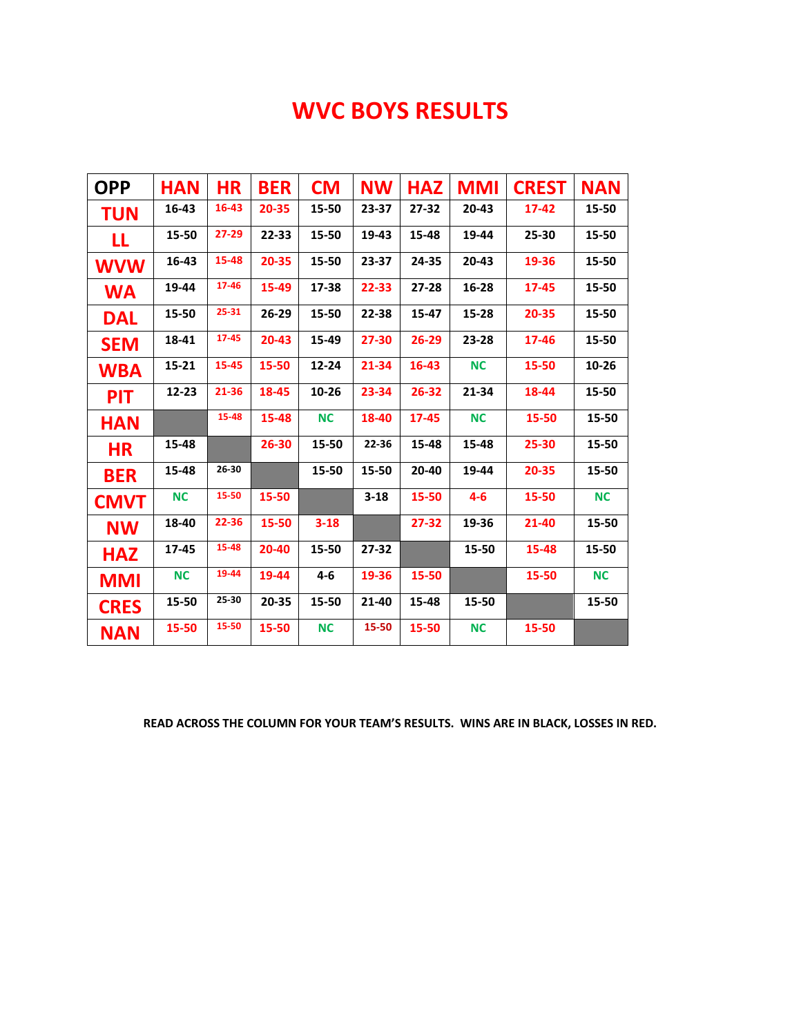# WVC BOYS RESULTS

| OPP | HAN | HR | BER | CM | NW | HAZ | MMI | CREST | NAN |
|---|---|---|---|---|---|---|---|---|---|
| TUN | 16-43 | 16-43 | 20-35 | 15-50 | 23-37 | 27-32 | 20-43 | 17-42 | 15-50 |
| LL | 15-50 | 27-29 | 22-33 | 15-50 | 19-43 | 15-48 | 19-44 | 25-30 | 15-50 |
| WVW | 16-43 | 15-48 | 20-35 | 15-50 | 23-37 | 24-35 | 20-43 | 19-36 | 15-50 |
| WA | 19-44 | 17-46 | 15-49 | 17-38 | 22-33 | 27-28 | 16-28 | 17-45 | 15-50 |
| DAL | 15-50 | 25-31 | 26-29 | 15-50 | 22-38 | 15-47 | 15-28 | 20-35 | 15-50 |
| SEM | 18-41 | 17-45 | 20-43 | 15-49 | 27-30 | 26-29 | 23-28 | 17-46 | 15-50 |
| WBA | 15-21 | 15-45 | 15-50 | 12-24 | 21-34 | 16-43 | NC | 15-50 | 10-26 |
| PIT | 12-23 | 21-36 | 18-45 | 10-26 | 23-34 | 26-32 | 21-34 | 18-44 | 15-50 |
| HAN | | 15-48 | 15-48 | NC | 18-40 | 17-45 | NC | 15-50 | 15-50 |
| HR | 15-48 | | 26-30 | 15-50 | 22-36 | 15-48 | 15-48 | 25-30 | 15-50 |
| BER | 15-48 | 26-30 | | 15-50 | 15-50 | 20-40 | 19-44 | 20-35 | 15-50 |
| CMVT | NC | 15-50 | 15-50 | | 3-18 | 15-50 | 4-6 | 15-50 | NC |
| NW | 18-40 | 22-36 | 15-50 | 3-18 | | 27-32 | 19-36 | 21-40 | 15-50 |
| HAZ | 17-45 | 15-48 | 20-40 | 15-50 | 27-32 | | 15-50 | 15-48 | 15-50 |
| MMI | NC | 19-44 | 19-44 | 4-6 | 19-36 | 15-50 | | 15-50 | NC |
| CRES | 15-50 | 25-30 | 20-35 | 15-50 | 21-40 | 15-48 | 15-50 | | 15-50 |
| NAN | 15-50 | 15-50 | 15-50 | NC | 15-50 | 15-50 | NC | 15-50 | |

**READ ACROSS THE COLUMN FOR YOUR TEAM'S RESULTS. WINS ARE IN BLACK, LOSSES IN RED.**